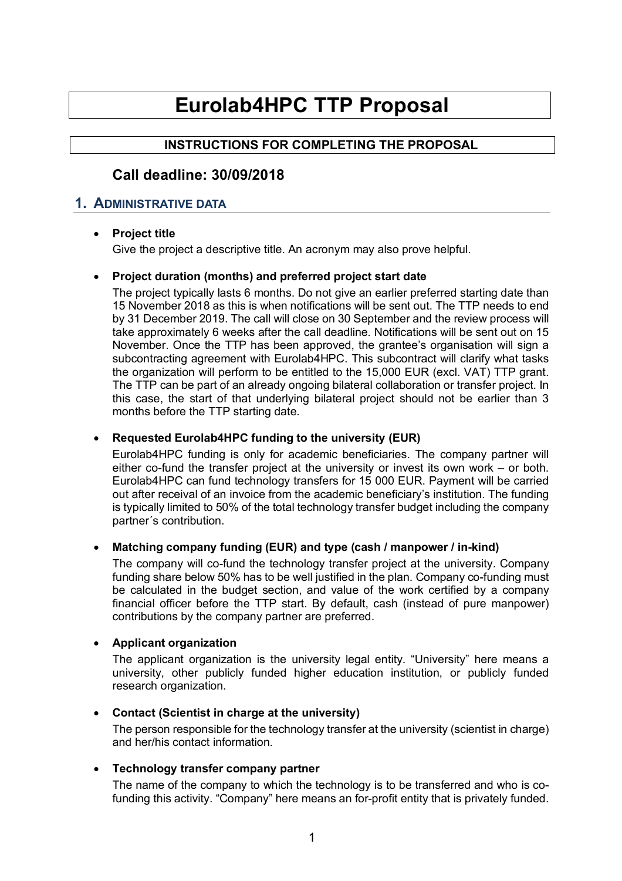# Eurolab4HPC TTP Proposal

## INSTRUCTIONS FOR COMPLETING THE PROPOSAL

## Call deadline: 30/09/2018

## 1. Administrative data

- **Project title**

  Give the project a descriptive title. An acronym may also prove helpful.

- **Project duration (months) and preferred project start date**

  The project typically lasts 6 months. Do not give an earlier preferred starting date than 15 November 2018 as this is when notifications will be sent out. The TTP needs to end by 31 December 2019. The call will close on 30 September and the review process will take approximately 6 weeks after the call deadline. Notifications will be sent out on 15 November. Once the TTP has been approved, the grantee's organisation will sign a subcontracting agreement with Eurolab4HPC. This subcontract will clarify what tasks the organization will perform to be entitled to the 15,000 EUR (excl. VAT) TTP grant. The TTP can be part of an already ongoing bilateral collaboration or transfer project. In this case, the start of that underlying bilateral project should not be earlier than 3 months before the TTP starting date.

- **Requested Eurolab4HPC funding to the university (EUR)**

  Eurolab4HPC funding is only for academic beneficiaries. The company partner will either co-fund the transfer project at the university or invest its own work – or both. Eurolab4HPC can fund technology transfers for 15 000 EUR. Payment will be carried out after receival of an invoice from the academic beneficiary's institution. The funding is typically limited to 50% of the total technology transfer budget including the company partner´s contribution.

- **Matching company funding (EUR) and type (cash / manpower / in-kind)**

  The company will co-fund the technology transfer project at the university. Company funding share below 50% has to be well justified in the plan. Company co-funding must be calculated in the budget section, and value of the work certified by a company financial officer before the TTP start. By default, cash (instead of pure manpower) contributions by the company partner are preferred.

- **Applicant organization**

  The applicant organization is the university legal entity. "University" here means a university, other publicly funded higher education institution, or publicly funded research organization.

- **Contact (Scientist in charge at the university)**

  The person responsible for the technology transfer at the university (scientist in charge) and her/his contact information.

- **Technology transfer company partner**

  The name of the company to which the technology is to be transferred and who is co-funding this activity. "Company" here means an for-profit entity that is privately funded.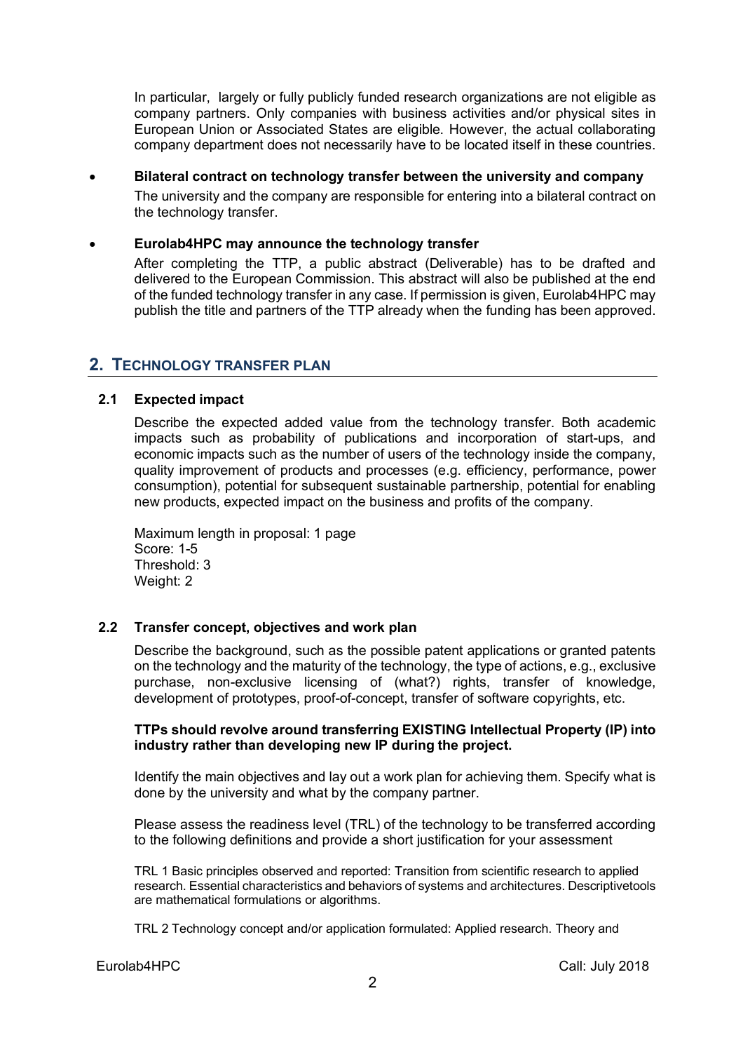In particular, largely or fully publicly funded research organizations are not eligible as company partners. Only companies with business activities and/or physical sites in European Union or Associated States are eligible. However, the actual collaborating company department does not necessarily have to be located itself in these countries.

- **Bilateral contract on technology transfer between the university and company**

  The university and the company are responsible for entering into a bilateral contract on the technology transfer.

- **Eurolab4HPC may announce the technology transfer**

  After completing the TTP, a public abstract (Deliverable) has to be drafted and delivered to the European Commission. This abstract will also be published at the end of the funded technology transfer in any case. If permission is given, Eurolab4HPC may publish the title and partners of the TTP already when the funding has been approved.

## 2. Technology transfer plan

### 2.1 Expected impact

Describe the expected added value from the technology transfer. Both academic impacts such as probability of publications and incorporation of start-ups, and economic impacts such as the number of users of the technology inside the company, quality improvement of products and processes (e.g. efficiency, performance, power consumption), potential for subsequent sustainable partnership, potential for enabling new products, expected impact on the business and profits of the company.

Maximum length in proposal: 1 page
Score: 1-5
Threshold: 3
Weight: 2

### 2.2 Transfer concept, objectives and work plan

Describe the background, such as the possible patent applications or granted patents on the technology and the maturity of the technology, the type of actions, e.g., exclusive purchase, non-exclusive licensing of (what?) rights, transfer of knowledge, development of prototypes, proof-of-concept, transfer of software copyrights, etc.

**TTPs should revolve around transferring EXISTING Intellectual Property (IP) into industry rather than developing new IP during the project.**

Identify the main objectives and lay out a work plan for achieving them. Specify what is done by the university and what by the company partner.

Please assess the readiness level (TRL) of the technology to be transferred according to the following definitions and provide a short justification for your assessment

TRL 1 Basic principles observed and reported: Transition from scientific research to applied research. Essential characteristics and behaviors of systems and architectures. Descriptivetools are mathematical formulations or algorithms.

TRL 2 Technology concept and/or application formulated: Applied research. Theory and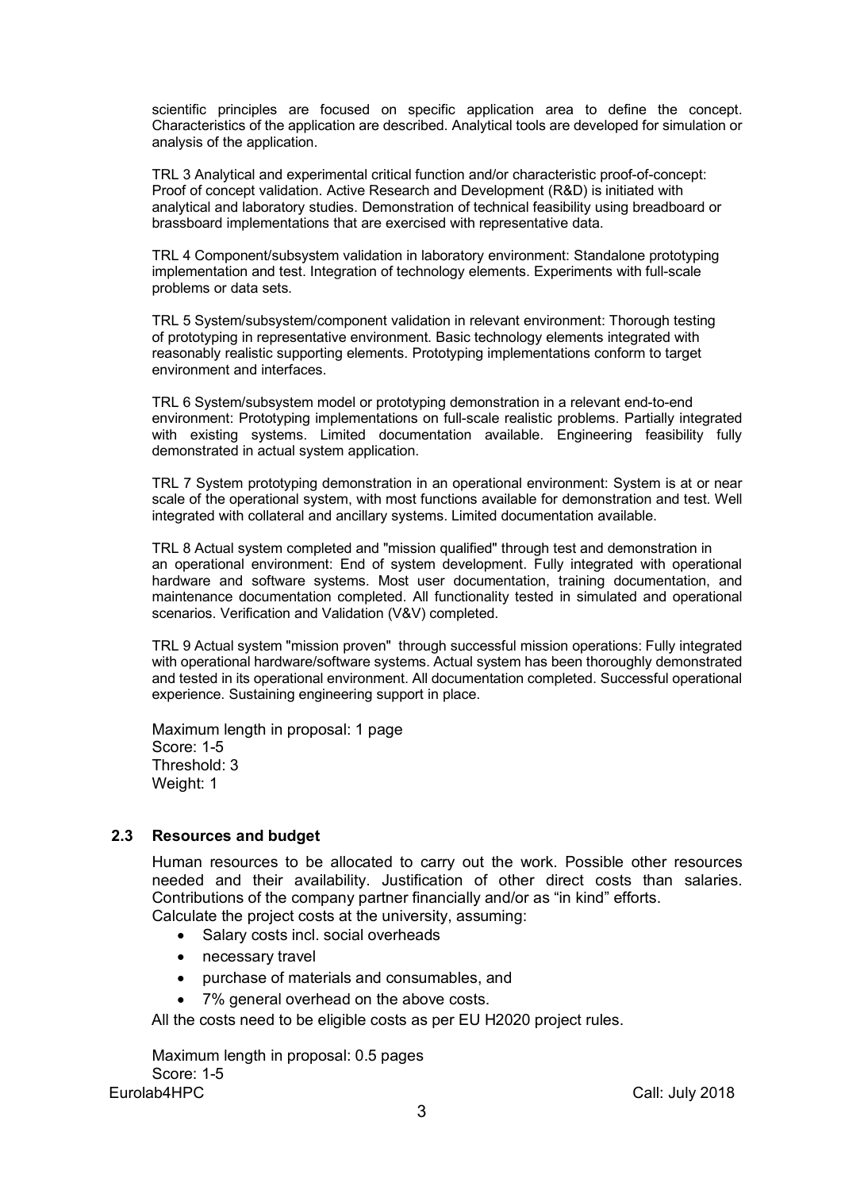scientific principles are focused on specific application area to define the concept. Characteristics of the application are described. Analytical tools are developed for simulation or analysis of the application.

TRL 3 Analytical and experimental critical function and/or characteristic proof-of-concept: Proof of concept validation. Active Research and Development (R&D) is initiated with analytical and laboratory studies. Demonstration of technical feasibility using breadboard or brassboard implementations that are exercised with representative data.

TRL 4 Component/subsystem validation in laboratory environment: Standalone prototyping implementation and test. Integration of technology elements. Experiments with full-scale problems or data sets.

TRL 5 System/subsystem/component validation in relevant environment: Thorough testing of prototyping in representative environment. Basic technology elements integrated with reasonably realistic supporting elements. Prototyping implementations conform to target environment and interfaces.

TRL 6 System/subsystem model or prototyping demonstration in a relevant end-to-end environment: Prototyping implementations on full-scale realistic problems. Partially integrated with existing systems. Limited documentation available. Engineering feasibility fully demonstrated in actual system application.

TRL 7 System prototyping demonstration in an operational environment: System is at or near scale of the operational system, with most functions available for demonstration and test. Well integrated with collateral and ancillary systems. Limited documentation available.

TRL 8 Actual system completed and "mission qualified" through test and demonstration in an operational environment: End of system development. Fully integrated with operational hardware and software systems. Most user documentation, training documentation, and maintenance documentation completed. All functionality tested in simulated and operational scenarios. Verification and Validation (V&V) completed.

TRL 9 Actual system "mission proven" through successful mission operations: Fully integrated with operational hardware/software systems. Actual system has been thoroughly demonstrated and tested in its operational environment. All documentation completed. Successful operational experience. Sustaining engineering support in place.

Maximum length in proposal: 1 page
Score: 1-5
Threshold: 3
Weight: 1

### 2.3 Resources and budget

Human resources to be allocated to carry out the work. Possible other resources needed and their availability. Justification of other direct costs than salaries. Contributions of the company partner financially and/or as "in kind" efforts.
Calculate the project costs at the university, assuming:

- Salary costs incl. social overheads
- necessary travel
- purchase of materials and consumables, and
- 7% general overhead on the above costs.

All the costs need to be eligible costs as per EU H2020 project rules.

Maximum length in proposal: 0.5 pages
Score: 1-5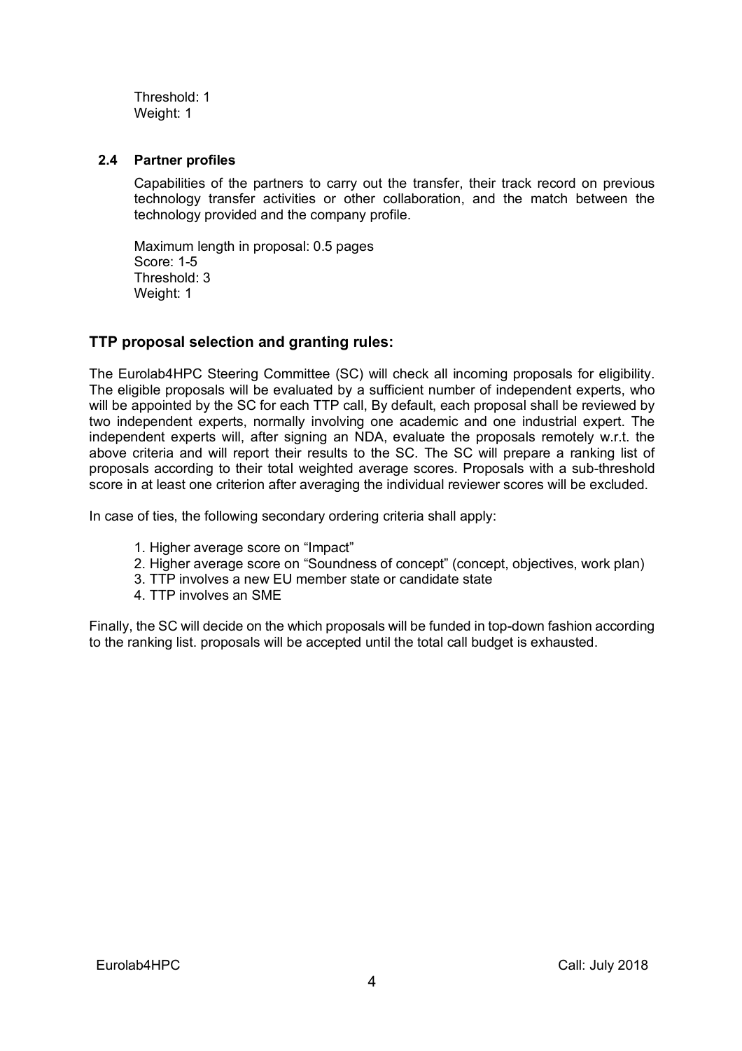Threshold: 1
Weight: 1

### 2.4 Partner profiles

Capabilities of the partners to carry out the transfer, their track record on previous technology transfer activities or other collaboration, and the match between the technology provided and the company profile.

Maximum length in proposal: 0.5 pages
Score: 1-5
Threshold: 3
Weight: 1

## TTP proposal selection and granting rules:

The Eurolab4HPC Steering Committee (SC) will check all incoming proposals for eligibility. The eligible proposals will be evaluated by a sufficient number of independent experts, who will be appointed by the SC for each TTP call, By default, each proposal shall be reviewed by two independent experts, normally involving one academic and one industrial expert. The independent experts will, after signing an NDA, evaluate the proposals remotely w.r.t. the above criteria and will report their results to the SC. The SC will prepare a ranking list of proposals according to their total weighted average scores. Proposals with a sub-threshold score in at least one criterion after averaging the individual reviewer scores will be excluded.

In case of ties, the following secondary ordering criteria shall apply:

1. Higher average score on “Impact”
2. Higher average score on “Soundness of concept” (concept, objectives, work plan)
3. TTP involves a new EU member state or candidate state
4. TTP involves an SME

Finally, the SC will decide on the which proposals will be funded in top-down fashion according to the ranking list. proposals will be accepted until the total call budget is exhausted.